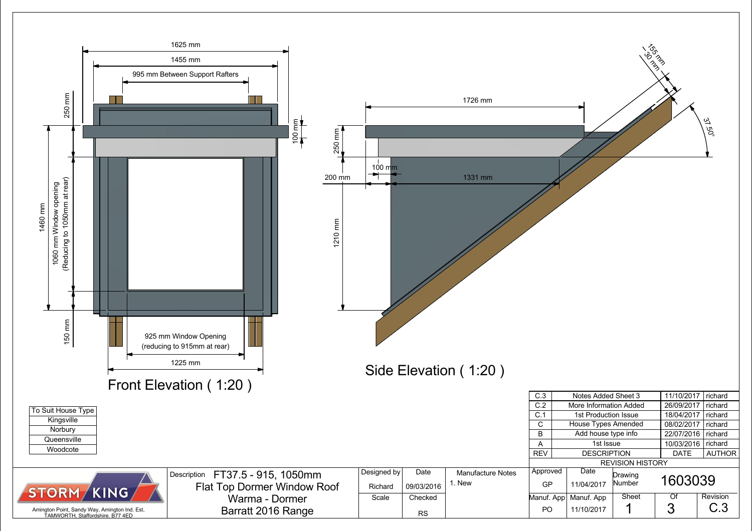## Front Elevation ( 1:20 )

1625 mm

1455 mm

995 mm Between Support Rafters

250 mm

100 mm

1460 mm

1060 mm Window opening (Reducing to 1050mm at rear)

150 mm

925 mm Window Opening (reducing to 915mm at rear)

1225 mm

## Side Elevation ( 1:20 )

1726 mm

250 mm

100 mm

200 mm

1331 mm

1210 mm

155 mm

30 mm

37.50°

| To Suit House Type |
|---|
| Kingsville |
| Norbury |
| Queensville |
| Woodcote |

| REV | DESCRIPTION | DATE | AUTHOR |
|---|---|---|---|
| C.3 | Notes Added Sheet 3 | 11/10/2017 | richard |
| C.2 | More Information Added | 26/09/2017 | richard |
| C.1 | 1st Production Issue | 18/04/2017 | richard |
| C | House Types Amended | 08/02/2017 | richard |
| B | Add house type info | 22/07/2016 | richard |
| A | 1st Issue | 10/03/2016 | richard |

REVISION HISTORY

STORM KING

Amington Point, Sandy Way, Amington Ind. Est, TAMWORTH, Staffordshire. B77 4ED

Description FT37.5 - 915, 1050mm Flat Top Dormer Window Roof Warma - Dormer Barratt 2016 Range

| Designed by | Date | Manufacture Notes | Approved | Date | Drawing Number | |
|---|---|---|---|---|---|---|
| Richard | 09/03/2016 | 1. New | GP | 11/04/2017 | 1603039 | |
| Scale | Checked | | Manuf. App | Manuf. App | Sheet | Of | Revision |
| | RS | | PO | 11/10/2017 | 1 | 3 | C.3 |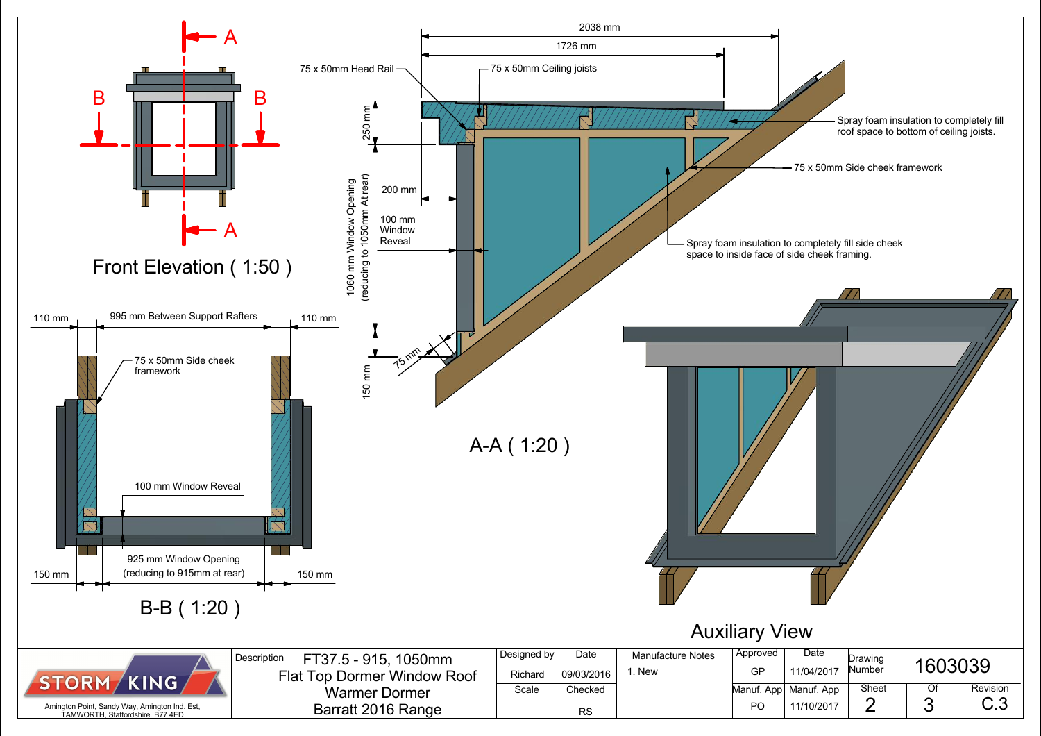## Front Elevation ( 1:50 )

A — A, B — B

## B-B ( 1:20 )

- 110 mm
- 995 mm Between Support Rafters
- 110 mm
- 75 x 50mm Side cheek framework
- 100 mm Window Reveal
- 150 mm
- 925 mm Window Opening (reducing to 915mm at rear)
- 150 mm

## A-A ( 1:20 )

- 2038 mm
- 1726 mm
- 75 x 50mm Head Rail
- 75 x 50mm Ceiling joists
- 250 mm
- 200 mm
- 100 mm Window Reveal
- 1060 mm Window Opening (reducing to 1050mm At rear)
- 75 mm
- 150 mm
- Spray foam insulation to completely fill roof space to bottom of ceiling joists.
- 75 x 50mm Side cheek framework
- Spray foam insulation to completely fill side cheek space to inside face of side cheek framing.

## Auxiliary View

| STORM KING | Description | FT37.5 - 915, 1050mm Flat Top Dormer Window Roof Warmer Dormer Barratt 2016 Range | Designed by | Date | Manufacture Notes | Approved | Date | Drawing Number | 1603039 | |
|---|---|---|---|---|---|---|---|---|---|---|
| Amington Point, Sandy Way, Amington Ind. Est, TAMWORTH, Staffordshire. B77 4ED | | | Richard | 09/03/2016 | 1. New | GP | 11/04/2017 | | | |
| | | | Scale | Checked | | Manuf. App | Manuf. App | Sheet | Of | Revision |
| | | | | RS | | PO | 11/10/2017 | 2 | 3 | C.3 |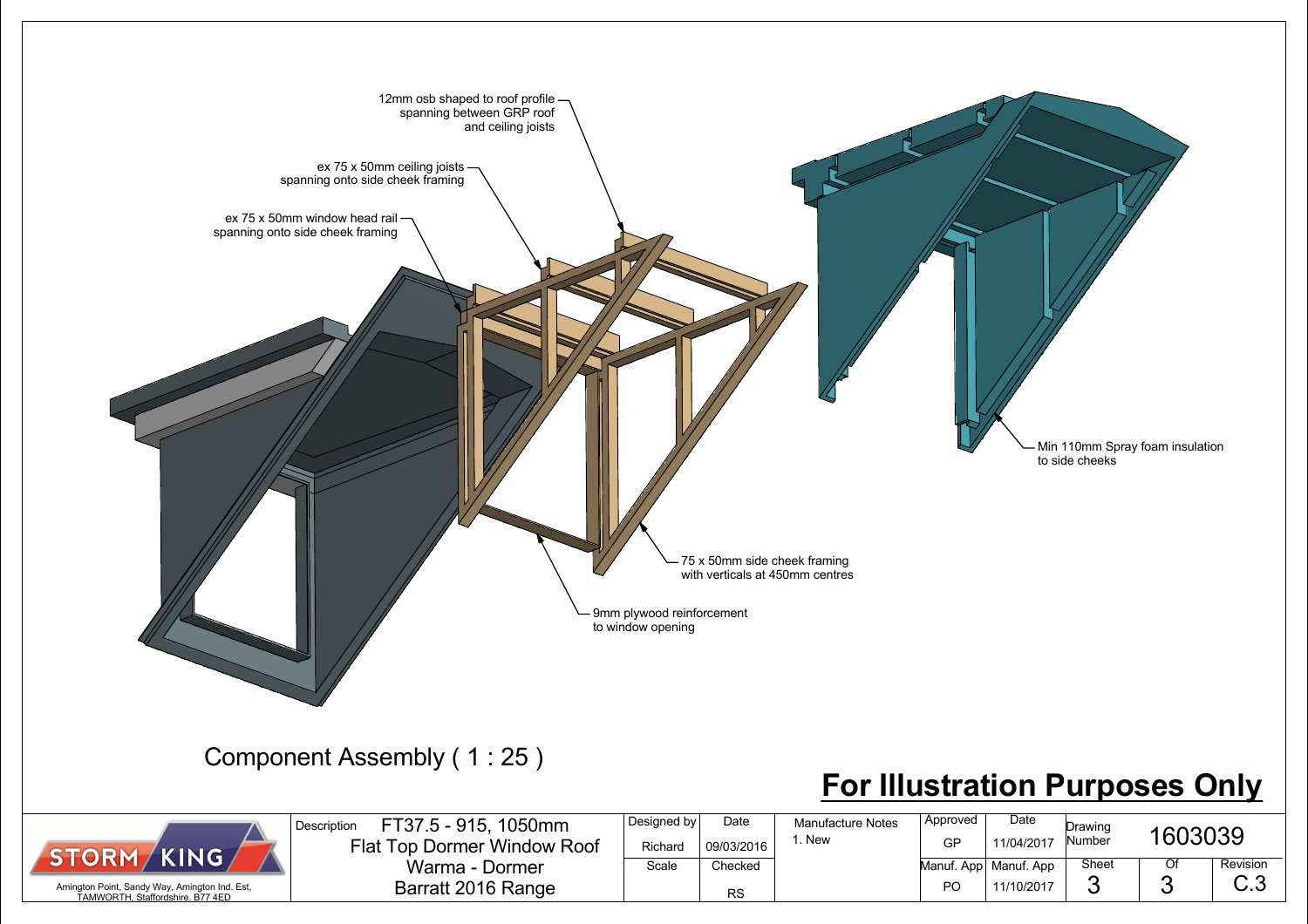12mm osb shaped to roof profile spanning between GRP roof and ceiling joists

ex 75 x 50mm ceiling joists spanning onto side cheek framing

ex 75 x 50mm window head rail spanning onto side cheek framing

Min 110mm Spray foam insulation to side cheeks

75 x 50mm side cheek framing with verticals at 450mm centres

9mm plywood reinforcement to window opening

Component Assembly ( 1 : 25 )

## For Illustration Purposes Only

STORM KING

Amington Point, Sandy Way, Amington Ind. Est, TAMWORTH, Staffordshire. B77 4ED

| | | | | | | | | | | |
|---|---|---|---|---|---|---|---|---|---|---|
| Description | FT37.5 - 915, 1050mm Flat Top Dormer Window Roof Warma - Dormer Barratt 2016 Range | Designed by | Date | Manufacture Notes | Approved | Date | Drawing Number | 1603039 | | |
| | | Richard | 09/03/2016 | 1. New | GP | 11/04/2017 | | | | |
| | | Scale | Checked | | Manuf. App | Manuf. App | Sheet | Of | Revision | |
| | | | RS | | PO | 11/10/2017 | 3 | 3 | C.3 | |